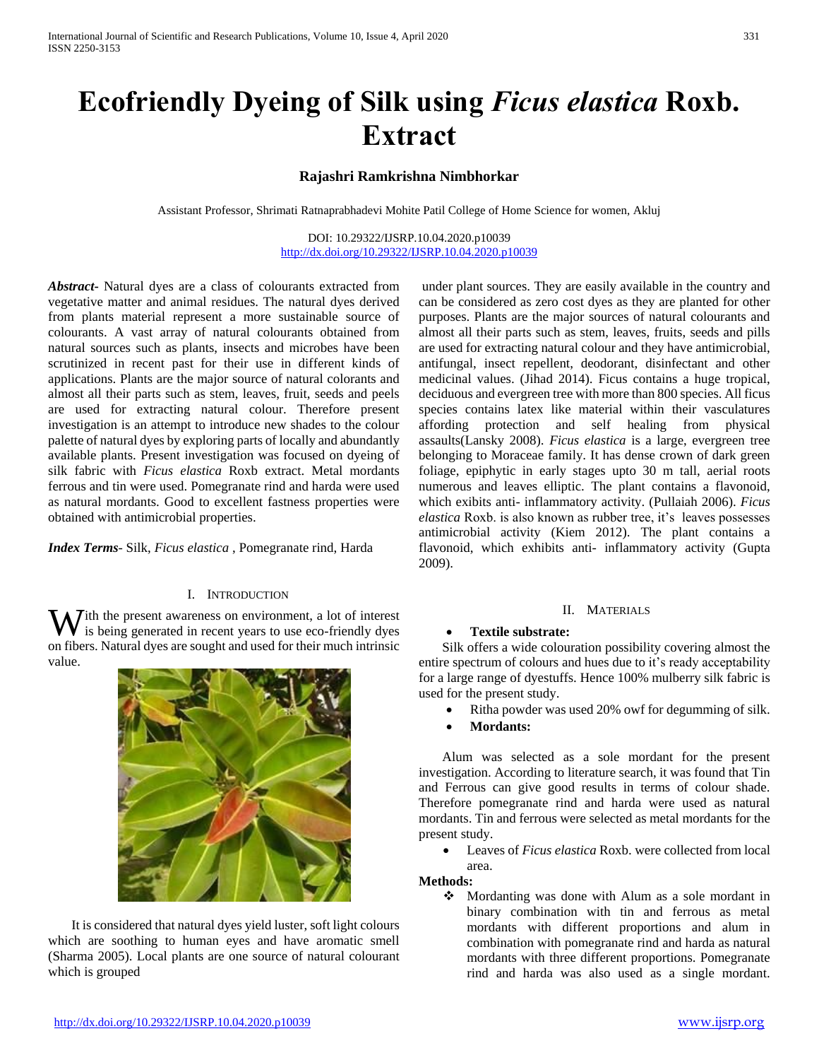# Ecofriendly Dyeing of Silk using *Ficus elastica* Roxb. Extract

**Rajashri Ramkrishna Nimbhorkar**

Assistant Professor, Shrimati Ratnaprabhadevi Mohite Patil College of Home Science for women, Akluj

DOI: 10.29322/IJSRP.10.04.2020.p10039
http://dx.doi.org/10.29322/IJSRP.10.04.2020.p10039

***Abstract***- Natural dyes are a class of colourants extracted from vegetative matter and animal residues. The natural dyes derived from plants material represent a more sustainable source of colourants. A vast array of natural colourants obtained from natural sources such as plants, insects and microbes have been scrutinized in recent past for their use in different kinds of applications. Plants are the major source of natural colorants and almost all their parts such as stem, leaves, fruit, seeds and peels are used for extracting natural colour. Therefore present investigation is an attempt to introduce new shades to the colour palette of natural dyes by exploring parts of locally and abundantly available plants. Present investigation was focused on dyeing of silk fabric with *Ficus elastica* Roxb extract. Metal mordants ferrous and tin were used. Pomegranate rind and harda were used as natural mordants. Good to excellent fastness properties were obtained with antimicrobial properties.

***Index Terms***- Silk, *Ficus elastica* , Pomegranate rind, Harda

## I. Introduction

With the present awareness on environment, a lot of interest is being generated in recent years to use eco-friendly dyes on fibers. Natural dyes are sought and used for their much intrinsic value.

It is considered that natural dyes yield luster, soft light colours which are soothing to human eyes and have aromatic smell (Sharma 2005). Local plants are one source of natural colourant which is grouped under plant sources. They are easily available in the country and can be considered as zero cost dyes as they are planted for other purposes. Plants are the major sources of natural colourants and almost all their parts such as stem, leaves, fruits, seeds and pills are used for extracting natural colour and they have antimicrobial, antifungal, insect repellent, deodorant, disinfectant and other medicinal values. (Jihad 2014). Ficus contains a huge tropical, deciduous and evergreen tree with more than 800 species. All ficus species contains latex like material within their vasculatures affording protection and self healing from physical assaults(Lansky 2008). *Ficus elastica* is a large, evergreen tree belonging to Moraceae family. It has dense crown of dark green foliage, epiphytic in early stages upto 30 m tall, aerial roots numerous and leaves elliptic. The plant contains a flavonoid, which exibits anti- inflammatory activity. (Pullaiah 2006). *Ficus elastica* Roxb. is also known as rubber tree, it's leaves possesses antimicrobial activity (Kiem 2012). The plant contains a flavonoid, which exhibits anti- inflammatory activity (Gupta 2009).

## II. Materials

- **Textile substrate:**

Silk offers a wide colouration possibility covering almost the entire spectrum of colours and hues due to it's ready acceptability for a large range of dyestuffs. Hence 100% mulberry silk fabric is used for the present study.

- Ritha powder was used 20% owf for degumming of silk.
- **Mordants:**

Alum was selected as a sole mordant for the present investigation. According to literature search, it was found that Tin and Ferrous can give good results in terms of colour shade. Therefore pomegranate rind and harda were used as natural mordants. Tin and ferrous were selected as metal mordants for the present study.

- Leaves of *Ficus elastica* Roxb. were collected from local area.

**Methods:**

- Mordanting was done with Alum as a sole mordant in binary combination with tin and ferrous as metal mordants with different proportions and alum in combination with pomegranate rind and harda as natural mordants with three different proportions. Pomegranate rind and harda was also used as a single mordant.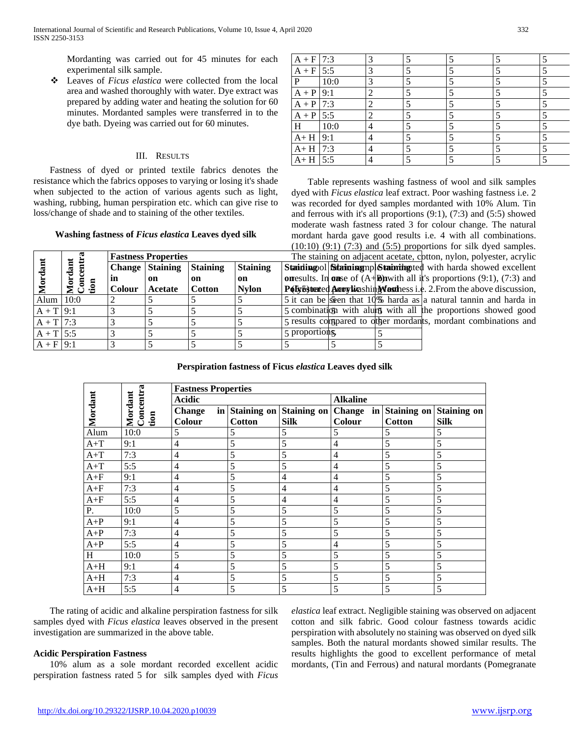Mordanting was carried out for 45 minutes for each experimental silk sample.

- Leaves of *Ficus elastica* were collected from the local area and washed thoroughly with water. Dye extract was prepared by adding water and heating the solution for 60 minutes. Mordanted samples were transferred in to the dye bath. Dyeing was carried out for 60 minutes.

## III. Results

Fastness of dyed or printed textile fabrics denotes the resistance which the fabrics opposes to varying or losing it's shade when subjected to the action of various agents such as light, washing, rubbing, human perspiration etc. which can give rise to loss/change of shade and to staining of the other textiles.

**Washing fastness of *Ficus elastica* Leaves dyed silk**

| Mordant | Mordant Concentration | Fastness Properties | | | | | | |
|---|---|---|---|---|---|---|---|---|
| | | Change in Colour | Staining on Acetate | Staining on Cotton | Staining on Nylon | Staining on Wool | Staining on Polyester | Staining on Acrylic |
| Alum | 10:0 | 2 | 5 | 5 | 5 | 5 | 5 | 5 |
| A + T | 9:1 | 3 | 5 | 5 | 5 | 5 | 5 | 5 |
| A + T | 7:3 | 3 | 5 | 5 | 5 | 5 | 5 | 5 |
| A + T | 5:5 | 3 | 5 | 5 | 5 | 5 | 5 | 5 |
| A + F | 9:1 | 3 | 5 | 5 | 5 | 5 | 5 | 5 |
| A + F | 7:3 | 3 | 5 | 5 | 5 | 5 | | |
| A + F | 5:5 | 3 | 5 | 5 | 5 | 5 | | |
| P | 10:0 | 3 | 5 | 5 | 5 | 5 | | |
| A + P | 9:1 | 2 | 5 | 5 | 5 | 5 | | |
| A + P | 7:3 | 2 | 5 | 5 | 5 | 5 | | |
| A + P | 5:5 | 2 | 5 | 5 | 5 | 5 | | |
| H | 10:0 | 4 | 5 | 5 | 5 | 5 | | |
| A+ H | 9:1 | 4 | 5 | 5 | 5 | 5 | | |
| A+ H | 7:3 | 4 | 5 | 5 | 5 | 5 | | |
| A+ H | 5:5 | 4 | 5 | 5 | 5 | 5 | | |

Table represents washing fastness of wool and silk samples dyed with *Ficus elastica* leaf extract. Poor washing fastness i.e. 2 was recorded for dyed samples mordanted with 10% Alum. Tin and ferrous with it's all proportions (9:1), (7:3) and (5:5) showed moderate wash fastness rated 3 for colour change. The natural mordant harda gave good results i.e. 4 with all combinations. (10:10) (9:1) (7:3) and (5:5) proportions for silk dyed samples. The staining on adjacent acetate, cotton, nylon, polyester, acrylic and wool silk samples mordanted with harda showed excellent results. In case of (A+P) with all it's proportions (9:1), (7:3) and (5:5) rated poor washing fastness i.e. 2. From the above discussion, it can be seen that 10% harda as a natural tannin and harda in combination with alum with all the proportions showed good results compared to other mordants, mordant combinations and proportions.

**Perspiration fastness of Ficus *elastica* Leaves dyed silk**

| Mordant | Mordant Concentration | Fastness Properties | | | | | |
|---|---|---|---|---|---|---|---|
| | | Acidic | | | Alkaline | | |
| | | Change in Colour | Staining on Cotton | Staining on Silk | Change in Colour | Staining on Cotton | Staining on Silk |
| Alum | 10:0 | 5 | 5 | 5 | 5 | 5 | 5 |
| A+T | 9:1 | 4 | 5 | 5 | 4 | 5 | 5 |
| A+T | 7:3 | 4 | 5 | 5 | 4 | 5 | 5 |
| A+T | 5:5 | 4 | 5 | 5 | 4 | 5 | 5 |
| A+F | 9:1 | 4 | 5 | 4 | 4 | 5 | 5 |
| A+F | 7:3 | 4 | 5 | 4 | 4 | 5 | 5 |
| A+F | 5:5 | 4 | 5 | 4 | 4 | 5 | 5 |
| P. | 10:0 | 5 | 5 | 5 | 5 | 5 | 5 |
| A+P | 9:1 | 4 | 5 | 5 | 5 | 5 | 5 |
| A+P | 7:3 | 4 | 5 | 5 | 5 | 5 | 5 |
| A+P | 5:5 | 4 | 5 | 5 | 4 | 5 | 5 |
| H | 10:0 | 5 | 5 | 5 | 5 | 5 | 5 |
| A+H | 9:1 | 4 | 5 | 5 | 5 | 5 | 5 |
| A+H | 7:3 | 4 | 5 | 5 | 5 | 5 | 5 |
| A+H | 5:5 | 4 | 5 | 5 | 5 | 5 | 5 |

The rating of acidic and alkaline perspiration fastness for silk samples dyed with *Ficus elastica* leaves observed in the present investigation are summarized in the above table.

**Acidic Perspiration Fastness**

10% alum as a sole mordant recorded excellent acidic perspiration fastness rated 5 for silk samples dyed with *Ficus elastica* leaf extract. Negligible staining was observed on adjacent cotton and silk fabric. Good colour fastness towards acidic perspiration with absolutely no staining was observed on dyed silk samples. Both the natural mordants showed similar results. The results highlights the good to excellent performance of metal mordants, (Tin and Ferrous) and natural mordants (Pomegranate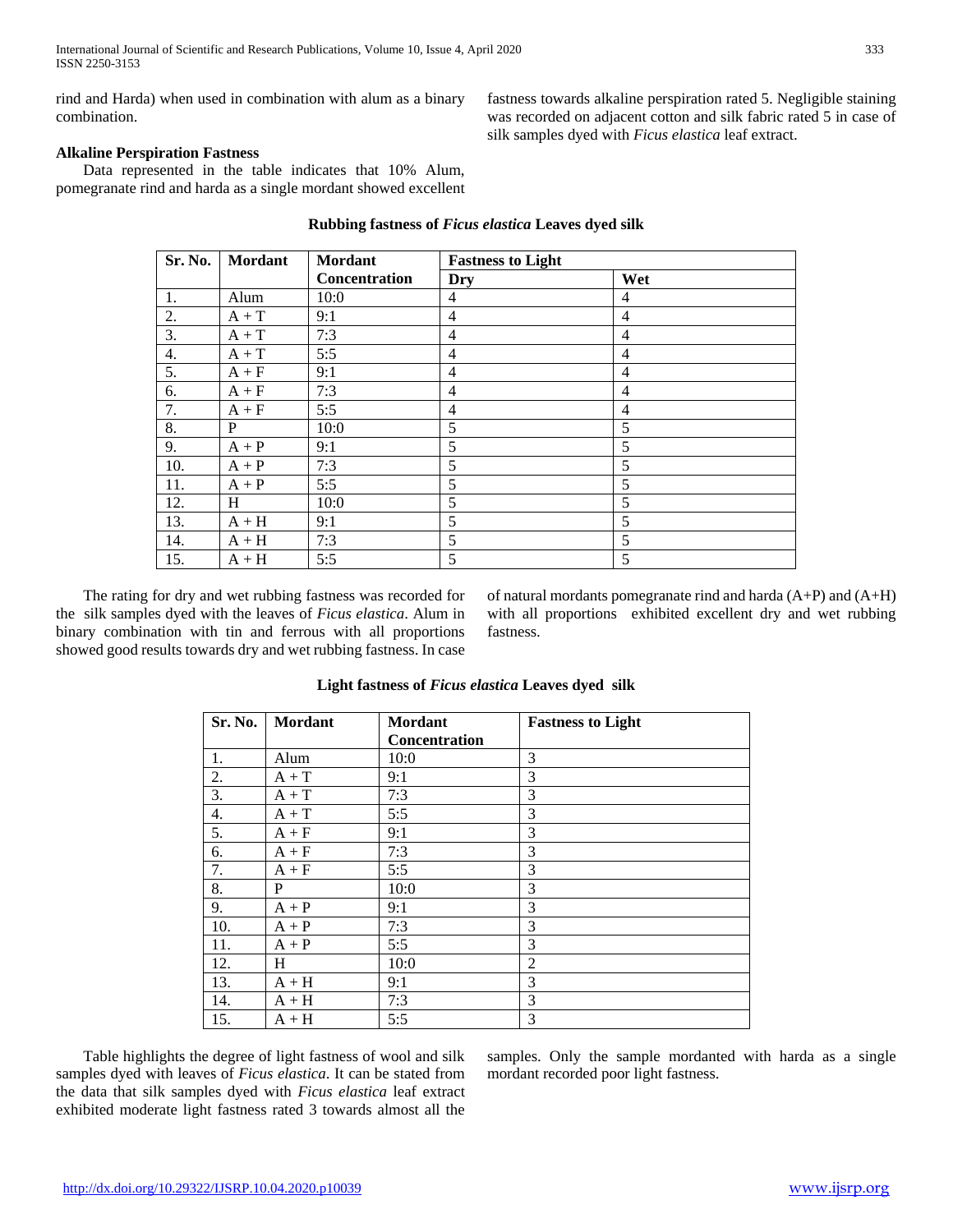rind and Harda) when used in combination with alum as a binary combination.

**Alkaline Perspiration Fastness**

Data represented in the table indicates that 10% Alum, pomegranate rind and harda as a single mordant showed excellent fastness towards alkaline perspiration rated 5. Negligible staining was recorded on adjacent cotton and silk fabric rated 5 in case of silk samples dyed with *Ficus elastica* leaf extract.

**Rubbing fastness of *Ficus elastica* Leaves dyed silk**

| Sr. No. | Mordant | Mordant Concentration | Fastness to Light | |
|---|---|---|---|---|
| | | | Dry | Wet |
| 1. | Alum | 10:0 | 4 | 4 |
| 2. | A + T | 9:1 | 4 | 4 |
| 3. | A + T | 7:3 | 4 | 4 |
| 4. | A + T | 5:5 | 4 | 4 |
| 5. | A + F | 9:1 | 4 | 4 |
| 6. | A + F | 7:3 | 4 | 4 |
| 7. | A + F | 5:5 | 4 | 4 |
| 8. | P | 10:0 | 5 | 5 |
| 9. | A + P | 9:1 | 5 | 5 |
| 10. | A + P | 7:3 | 5 | 5 |
| 11. | A + P | 5:5 | 5 | 5 |
| 12. | H | 10:0 | 5 | 5 |
| 13. | A + H | 9:1 | 5 | 5 |
| 14. | A + H | 7:3 | 5 | 5 |
| 15. | A + H | 5:5 | 5 | 5 |

The rating for dry and wet rubbing fastness was recorded for the silk samples dyed with the leaves of *Ficus elastica*. Alum in binary combination with tin and ferrous with all proportions showed good results towards dry and wet rubbing fastness. In case of natural mordants pomegranate rind and harda (A+P) and (A+H) with all proportions exhibited excellent dry and wet rubbing fastness.

**Light fastness of *Ficus elastica* Leaves dyed silk**

| Sr. No. | Mordant | Mordant Concentration | Fastness to Light |
|---|---|---|---|
| 1. | Alum | 10:0 | 3 |
| 2. | A + T | 9:1 | 3 |
| 3. | A + T | 7:3 | 3 |
| 4. | A + T | 5:5 | 3 |
| 5. | A + F | 9:1 | 3 |
| 6. | A + F | 7:3 | 3 |
| 7. | A + F | 5:5 | 3 |
| 8. | P | 10:0 | 3 |
| 9. | A + P | 9:1 | 3 |
| 10. | A + P | 7:3 | 3 |
| 11. | A + P | 5:5 | 3 |
| 12. | H | 10:0 | 2 |
| 13. | A + H | 9:1 | 3 |
| 14. | A + H | 7:3 | 3 |
| 15. | A + H | 5:5 | 3 |

Table highlights the degree of light fastness of wool and silk samples dyed with leaves of *Ficus elastica*. It can be stated from the data that silk samples dyed with *Ficus elastica* leaf extract exhibited moderate light fastness rated 3 towards almost all the samples. Only the sample mordanted with harda as a single mordant recorded poor light fastness.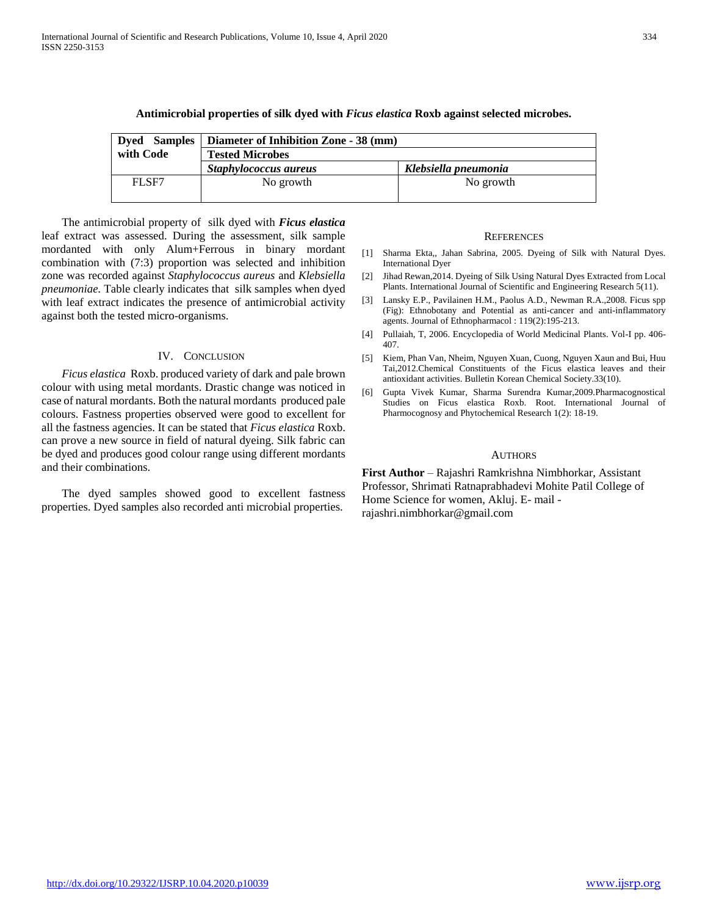**Antimicrobial properties of silk dyed with *Ficus elastica* Roxb against selected microbes.**

| Dyed Samples with Code | Diameter of Inhibition Zone - 38 (mm) | |
|---|---|---|
| | **Tested Microbes** | |
| | ***Staphylococcus aureus*** | ***Klebsiella pneumonia*** |
| FLSF7 | No growth | No growth |

The antimicrobial property of silk dyed with ***Ficus elastica*** leaf extract was assessed. During the assessment, silk sample mordanted with only Alum+Ferrous in binary mordant combination with (7:3) proportion was selected and inhibition zone was recorded against *Staphylococcus aureus* and *Klebsiella pneumoniae*. Table clearly indicates that silk samples when dyed with leaf extract indicates the presence of antimicrobial activity against both the tested micro-organisms.

## IV. Conclusion

*Ficus elastica* Roxb. produced variety of dark and pale brown colour with using metal mordants. Drastic change was noticed in case of natural mordants. Both the natural mordants produced pale colours. Fastness properties observed were good to excellent for all the fastness agencies. It can be stated that *Ficus elastica* Roxb. can prove a new source in field of natural dyeing. Silk fabric can be dyed and produces good colour range using different mordants and their combinations.

The dyed samples showed good to excellent fastness properties. Dyed samples also recorded anti microbial properties.

## References

[1] Sharma Ekta,, Jahan Sabrina, 2005. Dyeing of Silk with Natural Dyes. International Dyer

[2] Jihad Rewan,2014. Dyeing of Silk Using Natural Dyes Extracted from Local Plants. International Journal of Scientific and Engineering Research 5(11).

[3] Lansky E.P., Pavilainen H.M., Paolus A.D., Newman R.A.,2008. Ficus spp (Fig): Ethnobotany and Potential as anti-cancer and anti-inflammatory agents. Journal of Ethnopharmacol : 119(2):195-213.

[4] Pullaiah, T, 2006. Encyclopedia of World Medicinal Plants. Vol-I pp. 406-407.

[5] Kiem, Phan Van, Nheim, Nguyen Xuan, Cuong, Nguyen Xaun and Bui, Huu Tai,2012.Chemical Constituents of the Ficus elastica leaves and their antioxidant activities. Bulletin Korean Chemical Society.33(10).

[6] Gupta Vivek Kumar, Sharma Surendra Kumar,2009.Pharmacognostical Studies on Ficus elastica Roxb. Root. International Journal of Pharmocognosy and Phytochemical Research 1(2): 18-19.

## Authors

**First Author** – Rajashri Ramkrishna Nimbhorkar, Assistant Professor, Shrimati Ratnaprabhadevi Mohite Patil College of Home Science for women, Akluj. E- mail - rajashri.nimbhorkar@gmail.com